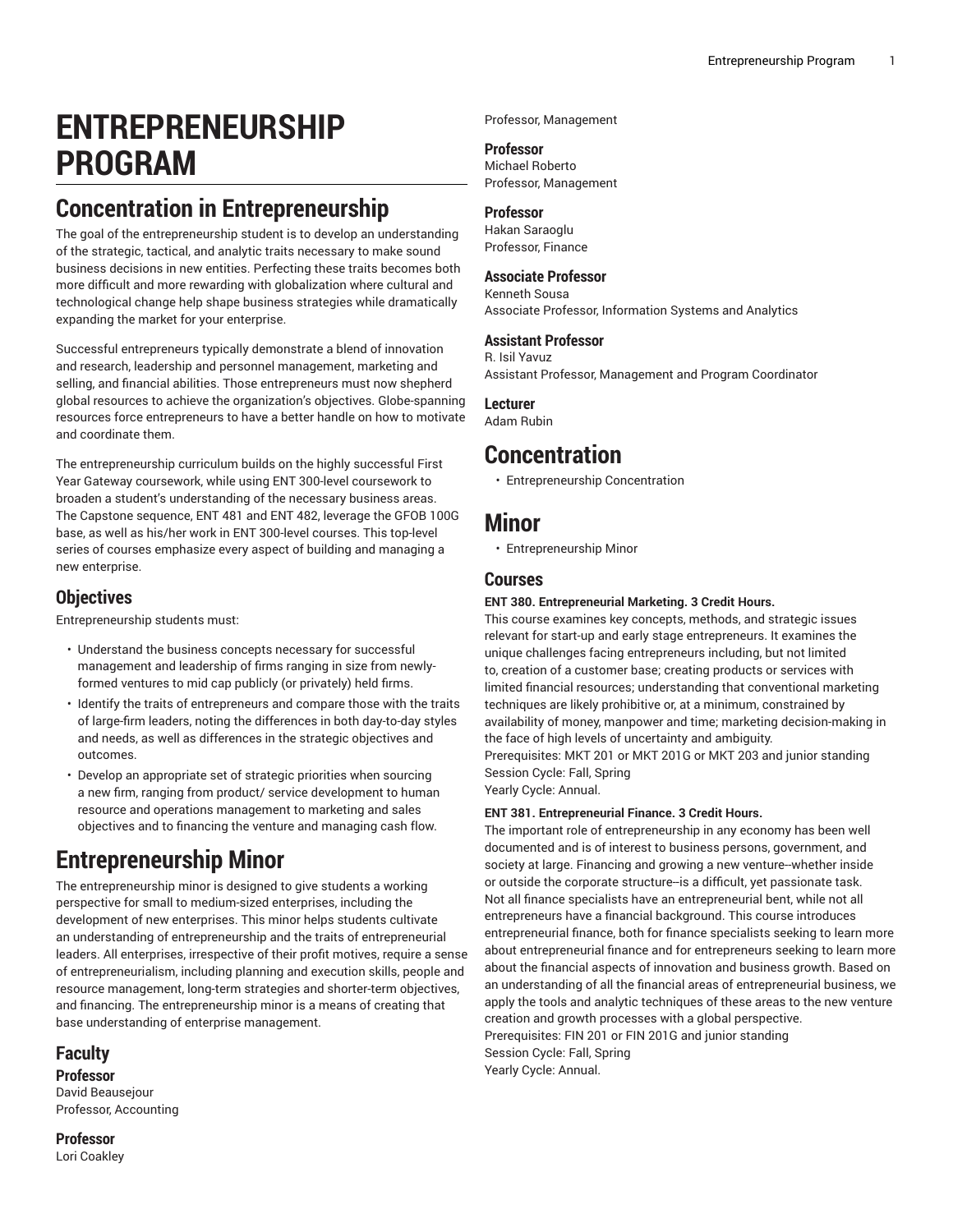# ENTREPRENEURSHIP PROGRAM

## Concentration in Entrepreneurship

The goal of the entrepreneurship student is to develop an understanding of the strategic, tactical, and analytic traits necessary to make sound business decisions in new entities. Perfecting these traits becomes both more difficult and more rewarding with globalization where cultural and technological change help shape business strategies while dramatically expanding the market for your enterprise.

Successful entrepreneurs typically demonstrate a blend of innovation and research, leadership and personnel management, marketing and selling, and financial abilities. Those entrepreneurs must now shepherd global resources to achieve the organization's objectives. Globe-spanning resources force entrepreneurs to have a better handle on how to motivate and coordinate them.

The entrepreneurship curriculum builds on the highly successful First Year Gateway coursework, while using ENT 300-level coursework to broaden a student's understanding of the necessary business areas. The Capstone sequence, ENT 481 and ENT 482, leverage the GFOB 100G base, as well as his/her work in ENT 300-level courses. This top-level series of courses emphasize every aspect of building and managing a new enterprise.

### Objectives

Entrepreneurship students must:

- Understand the business concepts necessary for successful management and leadership of firms ranging in size from newly-formed ventures to mid cap publicly (or privately) held firms.
- Identify the traits of entrepreneurs and compare those with the traits of large-firm leaders, noting the differences in both day-to-day styles and needs, as well as differences in the strategic objectives and outcomes.
- Develop an appropriate set of strategic priorities when sourcing a new firm, ranging from product/ service development to human resource and operations management to marketing and sales objectives and to financing the venture and managing cash flow.

## Entrepreneurship Minor

The entrepreneurship minor is designed to give students a working perspective for small to medium-sized enterprises, including the development of new enterprises. This minor helps students cultivate an understanding of entrepreneurship and the traits of entrepreneurial leaders. All enterprises, irrespective of their profit motives, require a sense of entrepreneurialism, including planning and execution skills, people and resource management, long-term strategies and shorter-term objectives, and financing. The entrepreneurship minor is a means of creating that base understanding of enterprise management.

### Faculty

**Professor**
David Beausejour
Professor, Accounting

**Professor**
Lori Coakley
Professor, Management

**Professor**
Michael Roberto
Professor, Management

**Professor**
Hakan Saraoglu
Professor, Finance

**Associate Professor**
Kenneth Sousa
Associate Professor, Information Systems and Analytics

**Assistant Professor**
R. Isil Yavuz
Assistant Professor, Management and Program Coordinator

**Lecturer**
Adam Rubin

## Concentration

- Entrepreneurship Concentration

## Minor

- Entrepreneurship Minor

### Courses

**ENT 380. Entrepreneurial Marketing. 3 Credit Hours.**
This course examines key concepts, methods, and strategic issues relevant for start-up and early stage entrepreneurs. It examines the unique challenges facing entrepreneurs including, but not limited to, creation of a customer base; creating products or services with limited financial resources; understanding that conventional marketing techniques are likely prohibitive or, at a minimum, constrained by availability of money, manpower and time; marketing decision-making in the face of high levels of uncertainty and ambiguity.
Prerequisites: MKT 201 or MKT 201G or MKT 203 and junior standing
Session Cycle: Fall, Spring
Yearly Cycle: Annual.

**ENT 381. Entrepreneurial Finance. 3 Credit Hours.**
The important role of entrepreneurship in any economy has been well documented and is of interest to business persons, government, and society at large. Financing and growing a new venture--whether inside or outside the corporate structure--is a difficult, yet passionate task. Not all finance specialists have an entrepreneurial bent, while not all entrepreneurs have a financial background. This course introduces entrepreneurial finance, both for finance specialists seeking to learn more about entrepreneurial finance and for entrepreneurs seeking to learn more about the financial aspects of innovation and business growth. Based on an understanding of all the financial areas of entrepreneurial business, we apply the tools and analytic techniques of these areas to the new venture creation and growth processes with a global perspective.
Prerequisites: FIN 201 or FIN 201G and junior standing
Session Cycle: Fall, Spring
Yearly Cycle: Annual.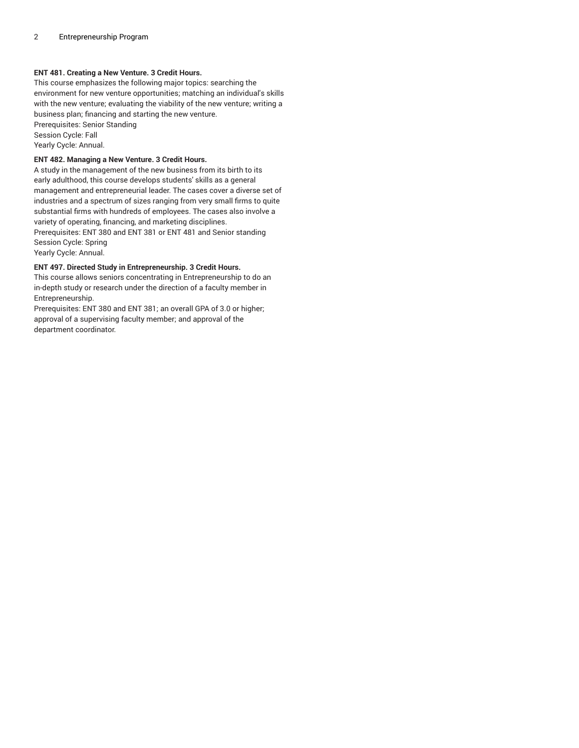**ENT 481. Creating a New Venture. 3 Credit Hours.**
This course emphasizes the following major topics: searching the environment for new venture opportunities; matching an individual's skills with the new venture; evaluating the viability of the new venture; writing a business plan; financing and starting the new venture.
Prerequisites: Senior Standing
Session Cycle: Fall
Yearly Cycle: Annual.

**ENT 482. Managing a New Venture. 3 Credit Hours.**
A study in the management of the new business from its birth to its early adulthood, this course develops students' skills as a general management and entrepreneurial leader. The cases cover a diverse set of industries and a spectrum of sizes ranging from very small firms to quite substantial firms with hundreds of employees. The cases also involve a variety of operating, financing, and marketing disciplines.
Prerequisites: ENT 380 and ENT 381 or ENT 481 and Senior standing
Session Cycle: Spring
Yearly Cycle: Annual.

**ENT 497. Directed Study in Entrepreneurship. 3 Credit Hours.**
This course allows seniors concentrating in Entrepreneurship to do an in-depth study or research under the direction of a faculty member in Entrepreneurship.
Prerequisites: ENT 380 and ENT 381; an overall GPA of 3.0 or higher; approval of a supervising faculty member; and approval of the department coordinator.